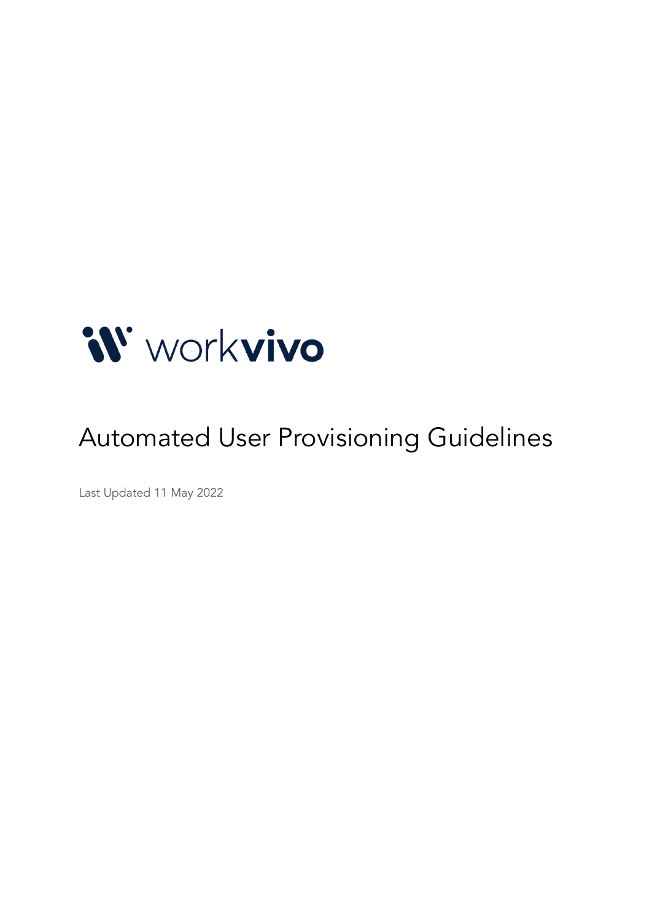workvivo

# Automated User Provisioning Guidelines

Last Updated 11 May 2022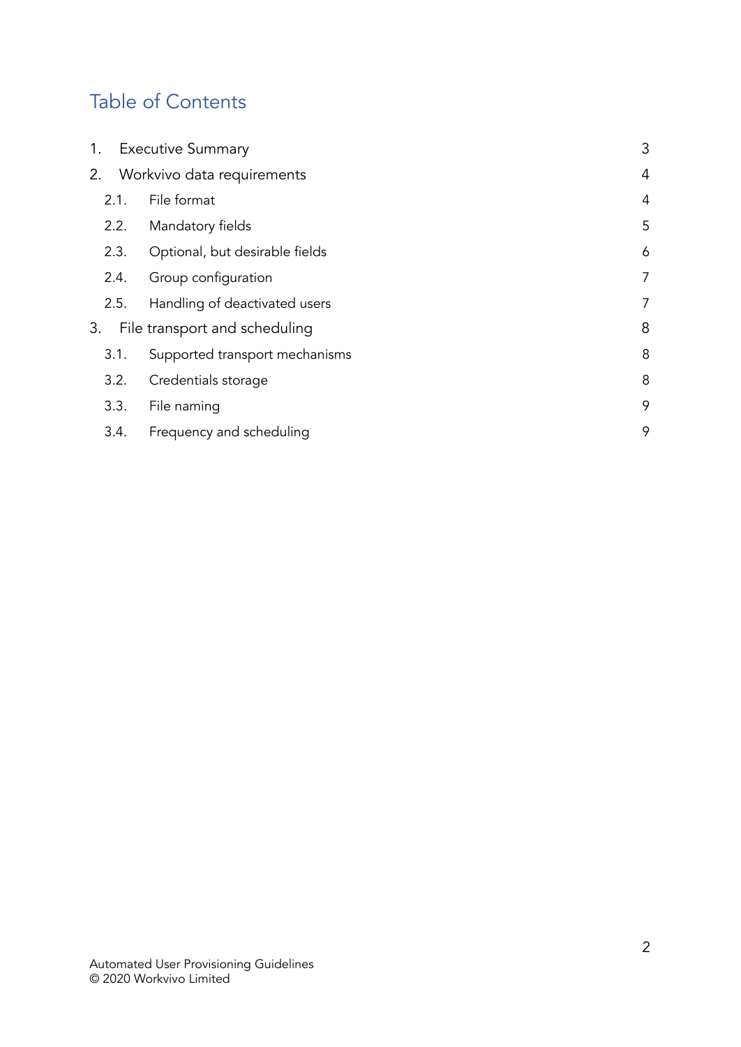# Table of Contents

| | | |
|---|---|---|
| 1. | Executive Summary | 3 |
| 2. | Workvivo data requirements | 4 |
| 2.1. | File format | 4 |
| 2.2. | Mandatory fields | 5 |
| 2.3. | Optional, but desirable fields | 6 |
| 2.4. | Group configuration | 7 |
| 2.5. | Handling of deactivated users | 7 |
| 3. | File transport and scheduling | 8 |
| 3.1. | Supported transport mechanisms | 8 |
| 3.2. | Credentials storage | 8 |
| 3.3. | File naming | 9 |
| 3.4. | Frequency and scheduling | 9 |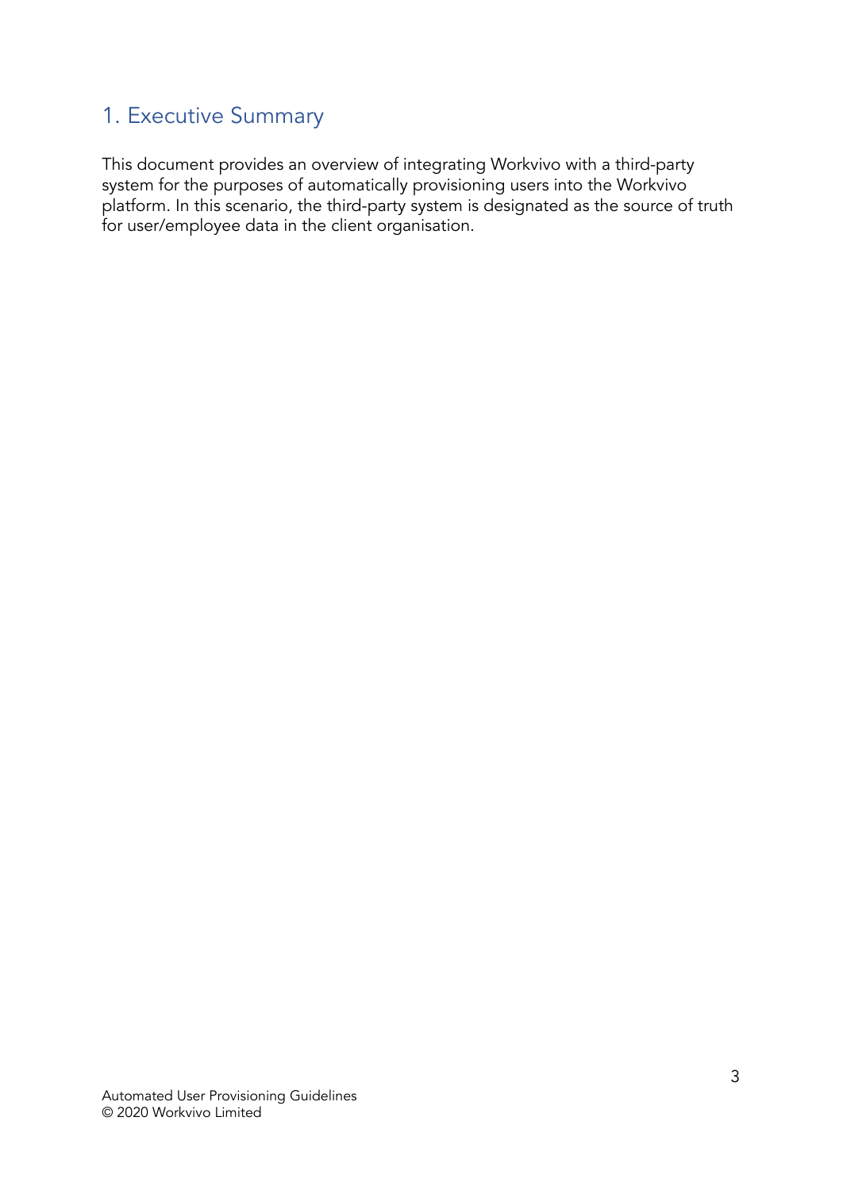## 1. Executive Summary

This document provides an overview of integrating Workvivo with a third-party system for the purposes of automatically provisioning users into the Workvivo platform. In this scenario, the third-party system is designated as the source of truth for user/employee data in the client organisation.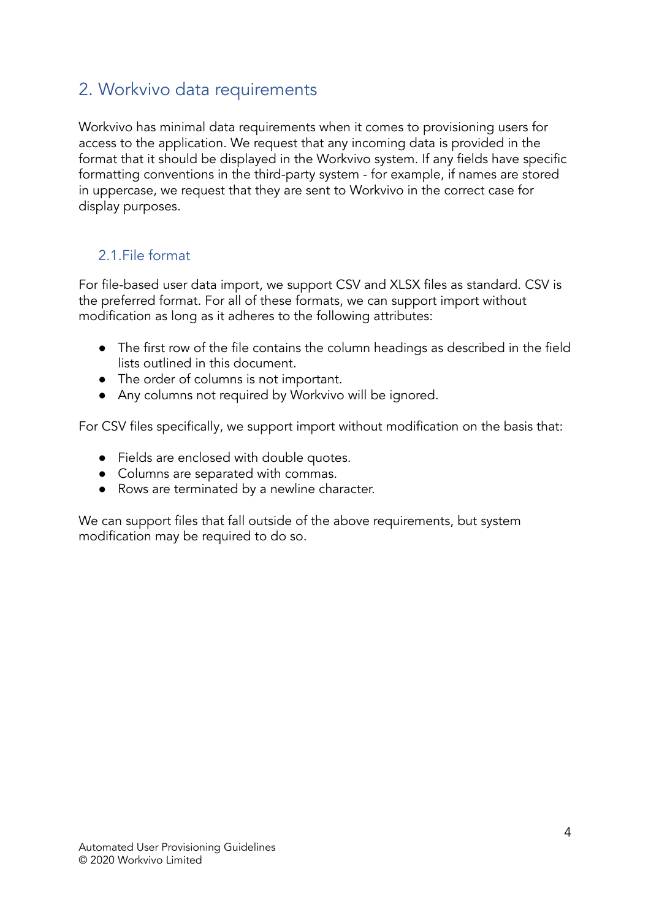## 2. Workvivo data requirements

Workvivo has minimal data requirements when it comes to provisioning users for access to the application. We request that any incoming data is provided in the format that it should be displayed in the Workvivo system. If any fields have specific formatting conventions in the third-party system - for example, if names are stored in uppercase, we request that they are sent to Workvivo in the correct case for display purposes.

### 2.1. File format

For file-based user data import, we support CSV and XLSX files as standard. CSV is the preferred format. For all of these formats, we can support import without modification as long as it adheres to the following attributes:

- The first row of the file contains the column headings as described in the field lists outlined in this document.
- The order of columns is not important.
- Any columns not required by Workvivo will be ignored.

For CSV files specifically, we support import without modification on the basis that:

- Fields are enclosed with double quotes.
- Columns are separated with commas.
- Rows are terminated by a newline character.

We can support files that fall outside of the above requirements, but system modification may be required to do so.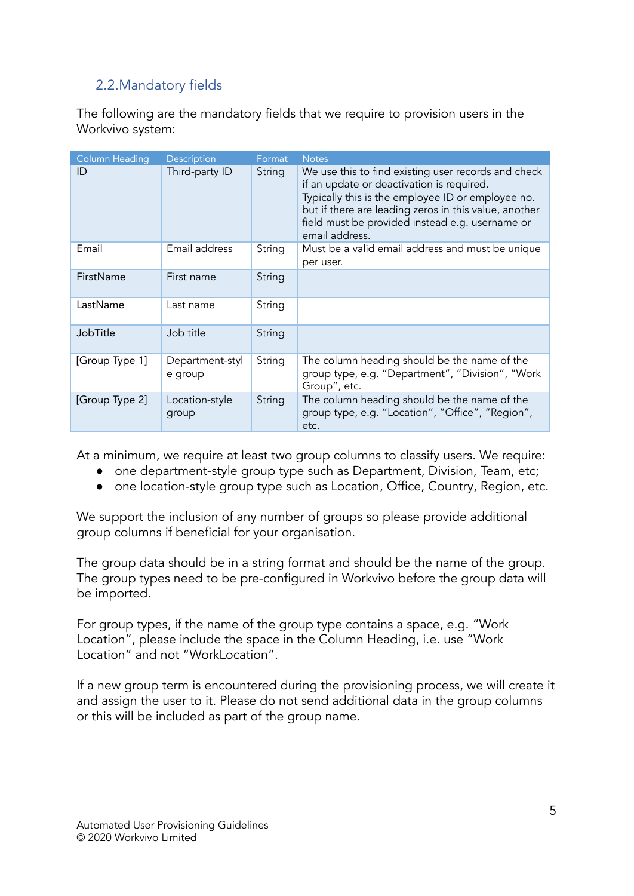## 2.2. Mandatory fields

The following are the mandatory fields that we require to provision users in the Workvivo system:

| Column Heading | Description | Format | Notes |
|---|---|---|---|
| ID | Third-party ID | String | We use this to find existing user records and check if an update or deactivation is required. Typically this is the employee ID or employee no. but if there are leading zeros in this value, another field must be provided instead e.g. username or email address. |
| Email | Email address | String | Must be a valid email address and must be unique per user. |
| FirstName | First name | String | |
| LastName | Last name | String | |
| JobTitle | Job title | String | |
| [Group Type 1] | Department-style group | String | The column heading should be the name of the group type, e.g. "Department", "Division", "Work Group", etc. |
| [Group Type 2] | Location-style group | String | The column heading should be the name of the group type, e.g. "Location", "Office", "Region", etc. |

At a minimum, we require at least two group columns to classify users. We require:

- one department-style group type such as Department, Division, Team, etc;
- one location-style group type such as Location, Office, Country, Region, etc.

We support the inclusion of any number of groups so please provide additional group columns if beneficial for your organisation.

The group data should be in a string format and should be the name of the group. The group types need to be pre-configured in Workvivo before the group data will be imported.

For group types, if the name of the group type contains a space, e.g. "Work Location", please include the space in the Column Heading, i.e. use "Work Location" and not "WorkLocation".

If a new group term is encountered during the provisioning process, we will create it and assign the user to it. Please do not send additional data in the group columns or this will be included as part of the group name.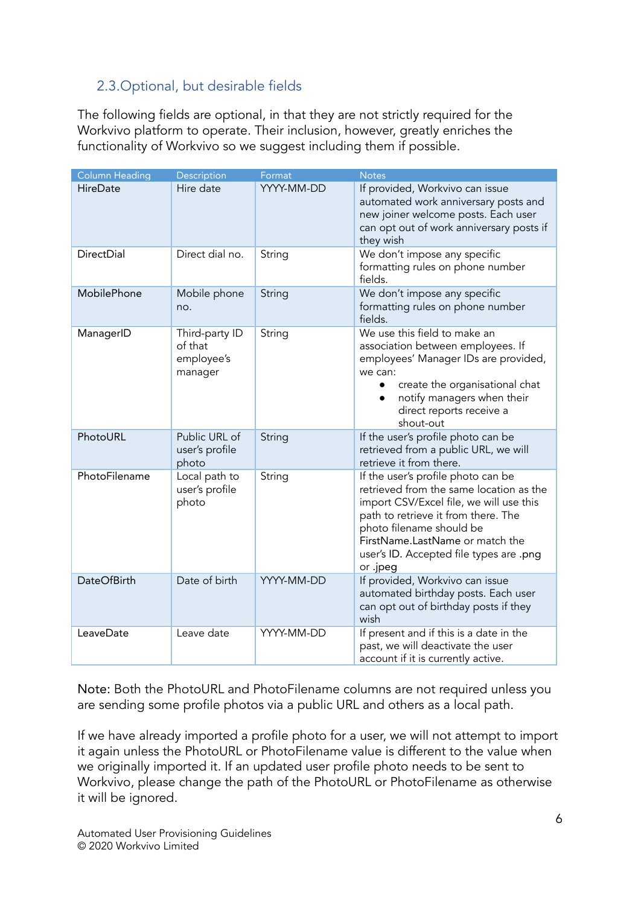## 2.3. Optional, but desirable fields

The following fields are optional, in that they are not strictly required for the Workvivo platform to operate. Their inclusion, however, greatly enriches the functionality of Workvivo so we suggest including them if possible.

| Column Heading | Description | Format | Notes |
|---|---|---|---|
| HireDate | Hire date | YYYY-MM-DD | If provided, Workvivo can issue automated work anniversary posts and new joiner welcome posts. Each user can opt out of work anniversary posts if they wish |
| DirectDial | Direct dial no. | String | We don't impose any specific formatting rules on phone number fields. |
| MobilePhone | Mobile phone no. | String | We don't impose any specific formatting rules on phone number fields. |
| ManagerID | Third-party ID of that employee's manager | String | We use this field to make an association between employees. If employees' Manager IDs are provided, we can: <br>• create the organisational chat <br>• notify managers when their direct reports receive a shout-out |
| PhotoURL | Public URL of user's profile photo | String | If the user's profile photo can be retrieved from a public URL, we will retrieve it from there. |
| PhotoFilename | Local path to user's profile photo | String | If the user's profile photo can be retrieved from the same location as the import CSV/Excel file, we will use this path to retrieve it from there. The photo filename should be FirstName.LastName or match the user's ID. Accepted file types are .png or .jpeg |
| DateOfBirth | Date of birth | YYYY-MM-DD | If provided, Workvivo can issue automated birthday posts. Each user can opt out of birthday posts if they wish |
| LeaveDate | Leave date | YYYY-MM-DD | If present and if this is a date in the past, we will deactivate the user account if it is currently active. |

Note: Both the PhotoURL and PhotoFilename columns are not required unless you are sending some profile photos via a public URL and others as a local path.

If we have already imported a profile photo for a user, we will not attempt to import it again unless the PhotoURL or PhotoFilename value is different to the value when we originally imported it. If an updated user profile photo needs to be sent to Workvivo, please change the path of the PhotoURL or PhotoFilename as otherwise it will be ignored.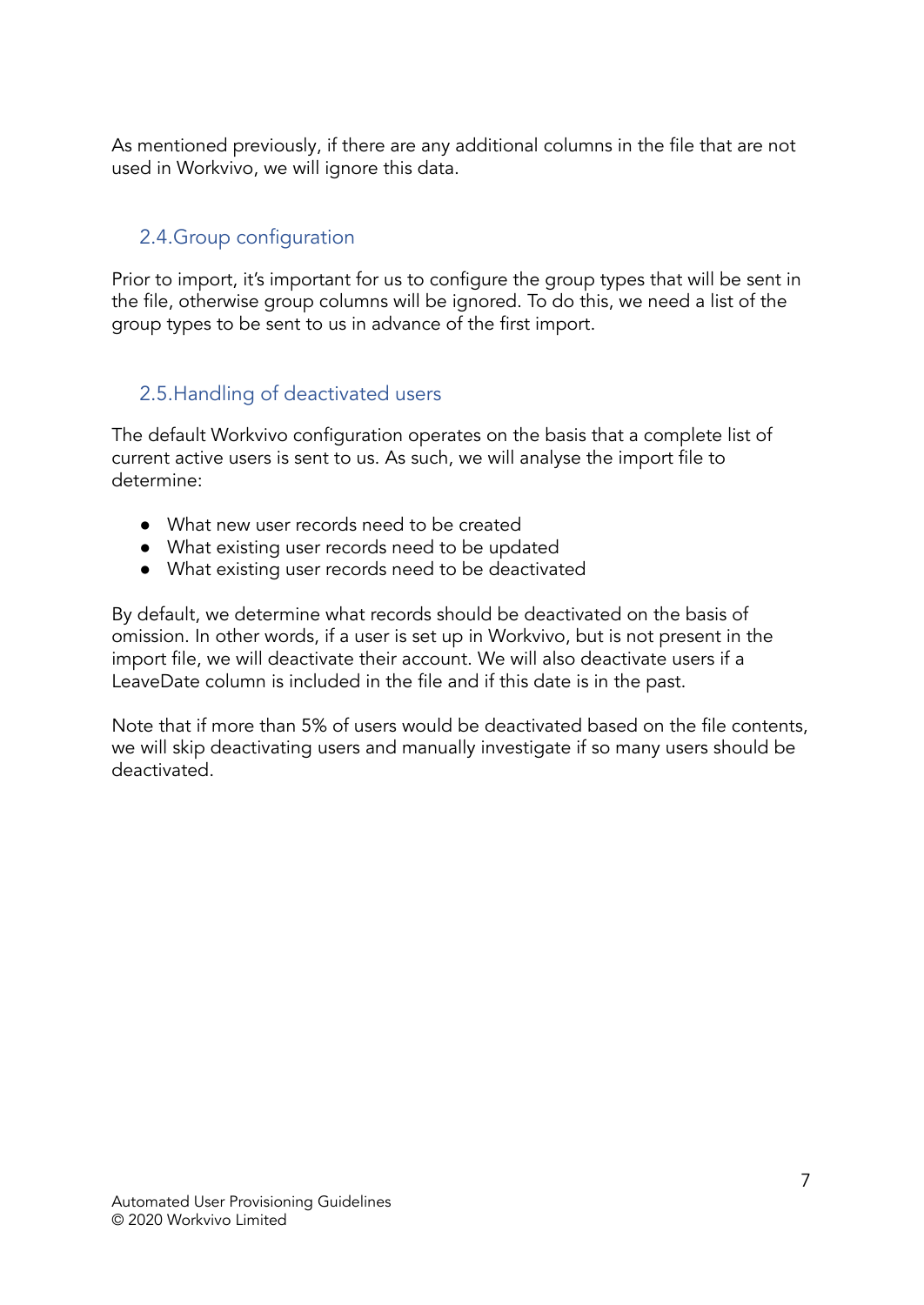As mentioned previously, if there are any additional columns in the file that are not used in Workvivo, we will ignore this data.

## 2.4.Group configuration

Prior to import, it's important for us to configure the group types that will be sent in the file, otherwise group columns will be ignored. To do this, we need a list of the group types to be sent to us in advance of the first import.

## 2.5.Handling of deactivated users

The default Workvivo configuration operates on the basis that a complete list of current active users is sent to us. As such, we will analyse the import file to determine:

- What new user records need to be created
- What existing user records need to be updated
- What existing user records need to be deactivated

By default, we determine what records should be deactivated on the basis of omission. In other words, if a user is set up in Workvivo, but is not present in the import file, we will deactivate their account. We will also deactivate users if a LeaveDate column is included in the file and if this date is in the past.

Note that if more than 5% of users would be deactivated based on the file contents, we will skip deactivating users and manually investigate if so many users should be deactivated.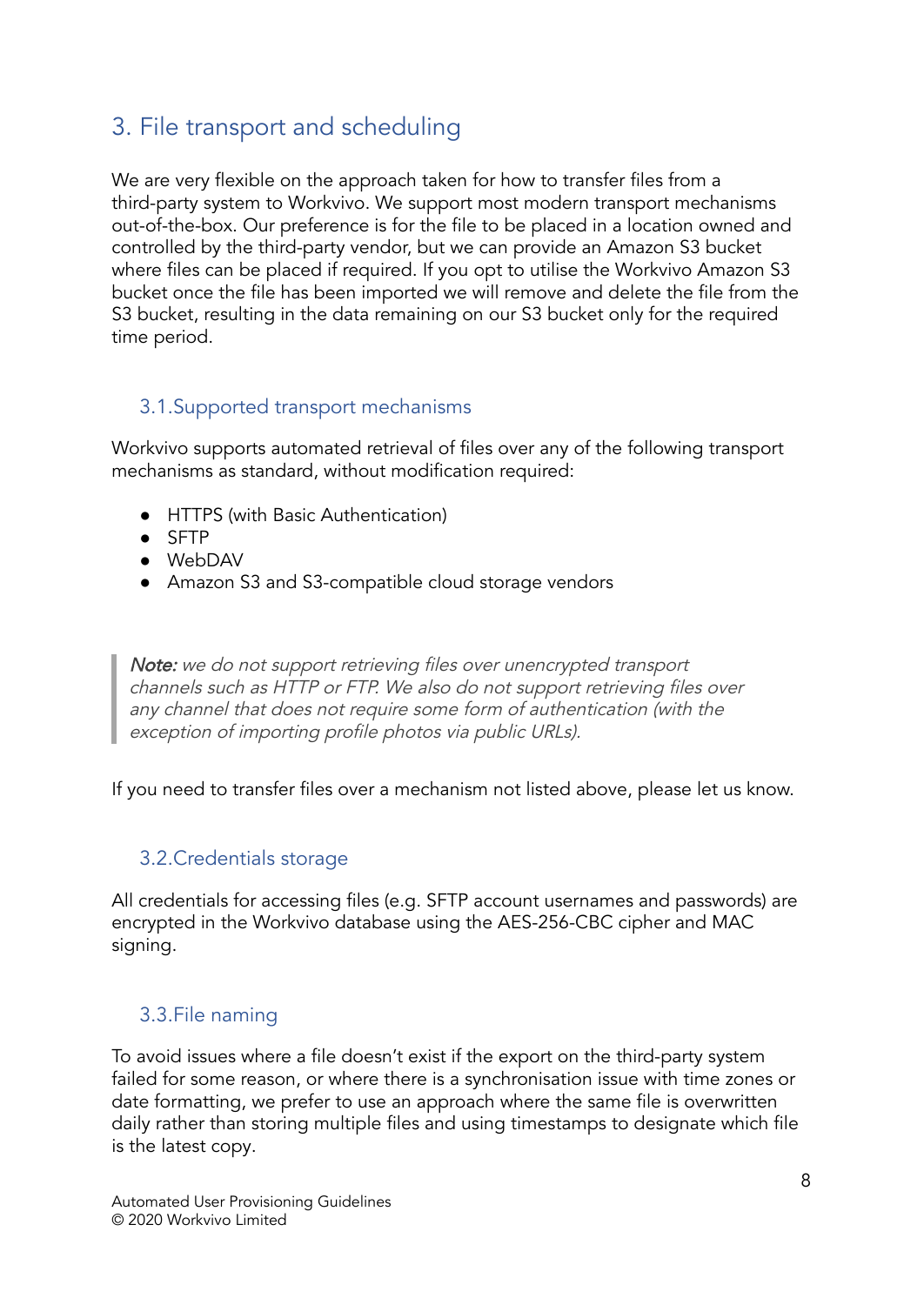## 3. File transport and scheduling

We are very flexible on the approach taken for how to transfer files from a third-party system to Workvivo. We support most modern transport mechanisms out-of-the-box. Our preference is for the file to be placed in a location owned and controlled by the third-party vendor, but we can provide an Amazon S3 bucket where files can be placed if required. If you opt to utilise the Workvivo Amazon S3 bucket once the file has been imported we will remove and delete the file from the S3 bucket, resulting in the data remaining on our S3 bucket only for the required time period.

### 3.1. Supported transport mechanisms

Workvivo supports automated retrieval of files over any of the following transport mechanisms as standard, without modification required:

- HTTPS (with Basic Authentication)
- SFTP
- WebDAV
- Amazon S3 and S3-compatible cloud storage vendors

> ***Note:*** *we do not support retrieving files over unencrypted transport channels such as HTTP or FTP. We also do not support retrieving files over any channel that does not require some form of authentication (with the exception of importing profile photos via public URLs).*

If you need to transfer files over a mechanism not listed above, please let us know.

### 3.2. Credentials storage

All credentials for accessing files (e.g. SFTP account usernames and passwords) are encrypted in the Workvivo database using the AES-256-CBC cipher and MAC signing.

### 3.3. File naming

To avoid issues where a file doesn't exist if the export on the third-party system failed for some reason, or where there is a synchronisation issue with time zones or date formatting, we prefer to use an approach where the same file is overwritten daily rather than storing multiple files and using timestamps to designate which file is the latest copy.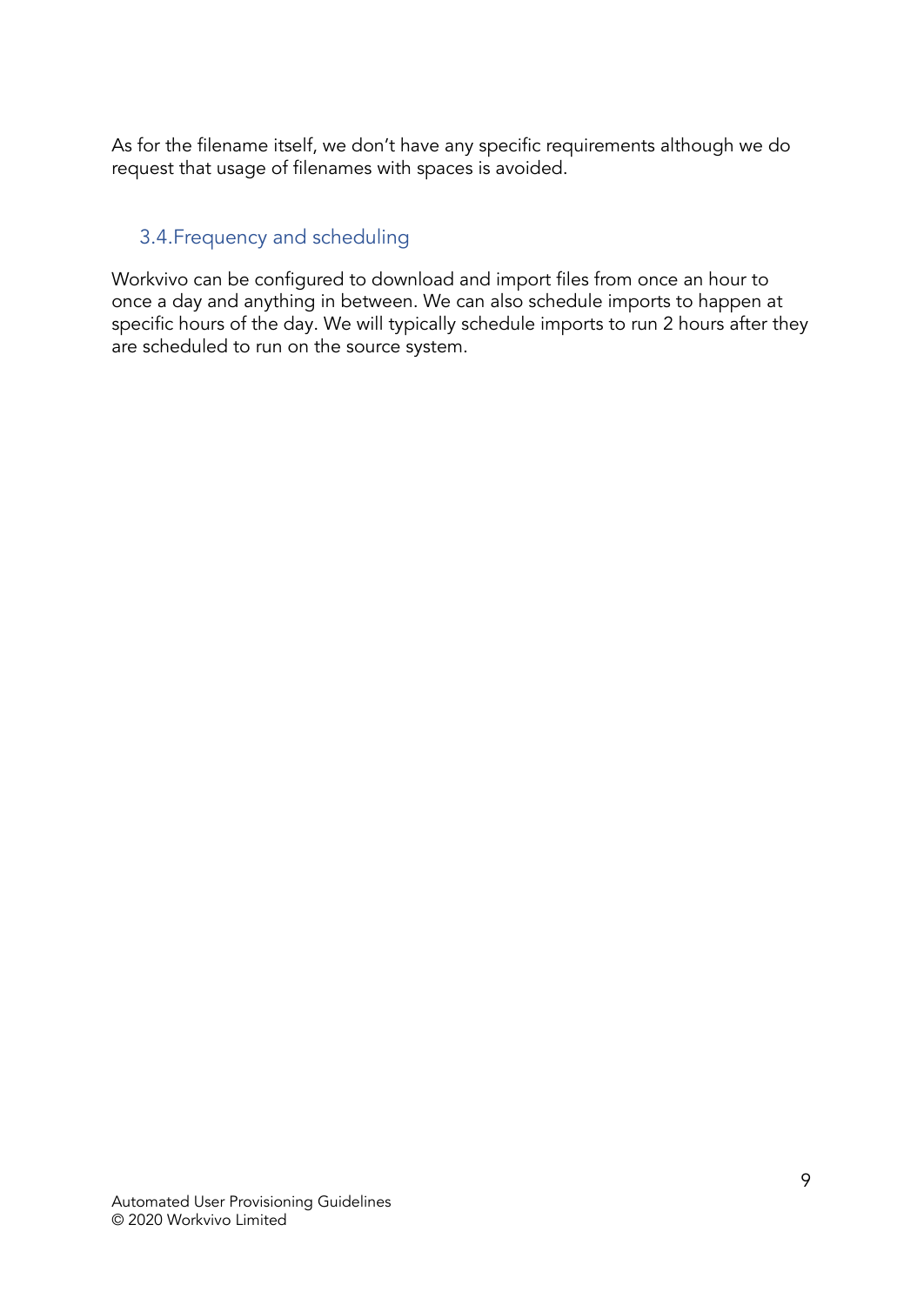As for the filename itself, we don't have any specific requirements although we do request that usage of filenames with spaces is avoided.

### 3.4. Frequency and scheduling

Workvivo can be configured to download and import files from once an hour to once a day and anything in between. We can also schedule imports to happen at specific hours of the day. We will typically schedule imports to run 2 hours after they are scheduled to run on the source system.